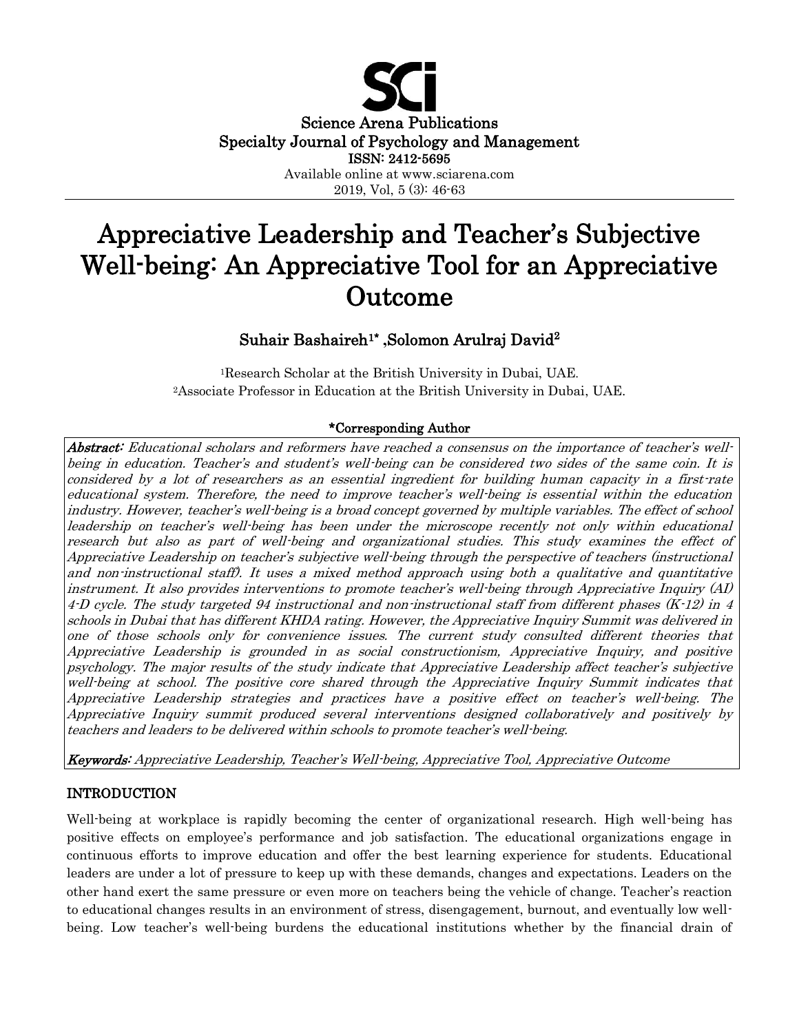Science Arena Publications
Specialty Journal of Psychology and Management
ISSN: 2412-5695
Available online at www.sciarena.com
2019, Vol, 5 (3): 46-63

# Appreciative Leadership and Teacher's Subjective Well-being: An Appreciative Tool for an Appreciative Outcome

**Suhair Bashaireh[1*] ,Solomon Arulraj David[2]**

[1]Research Scholar at the British University in Dubai, UAE.
[2]Associate Professor in Education at the British University in Dubai, UAE.

**\*Corresponding Author**

***Abstract:*** *Educational scholars and reformers have reached a consensus on the importance of teacher's well-being in education. Teacher's and student's well-being can be considered two sides of the same coin. It is considered by a lot of researchers as an essential ingredient for building human capacity in a first-rate educational system. Therefore, the need to improve teacher's well-being is essential within the education industry. However, teacher's well-being is a broad concept governed by multiple variables. The effect of school leadership on teacher's well-being has been under the microscope recently not only within educational research but also as part of well-being and organizational studies. This study examines the effect of Appreciative Leadership on teacher's subjective well-being through the perspective of teachers (instructional and non-instructional staff). It uses a mixed method approach using both a qualitative and quantitative instrument. It also provides interventions to promote teacher's well-being through Appreciative Inquiry (AI) 4-D cycle. The study targeted 94 instructional and non-instructional staff from different phases (K-12) in 4 schools in Dubai that has different KHDA rating. However, the Appreciative Inquiry Summit was delivered in one of those schools only for convenience issues. The current study consulted different theories that Appreciative Leadership is grounded in as social constructionism, Appreciative Inquiry, and positive psychology. The major results of the study indicate that Appreciative Leadership affect teacher's subjective well-being at school. The positive core shared through the Appreciative Inquiry Summit indicates that Appreciative Leadership strategies and practices have a positive effect on teacher's well-being. The Appreciative Inquiry summit produced several interventions designed collaboratively and positively by teachers and leaders to be delivered within schools to promote teacher's well-being.*

***Keywords:*** *Appreciative Leadership, Teacher's Well-being, Appreciative Tool, Appreciative Outcome*

## INTRODUCTION

Well-being at workplace is rapidly becoming the center of organizational research. High well-being has positive effects on employee's performance and job satisfaction. The educational organizations engage in continuous efforts to improve education and offer the best learning experience for students. Educational leaders are under a lot of pressure to keep up with these demands, changes and expectations. Leaders on the other hand exert the same pressure or even more on teachers being the vehicle of change. Teacher's reaction to educational changes results in an environment of stress, disengagement, burnout, and eventually low well-being. Low teacher's well-being burdens the educational institutions whether by the financial drain of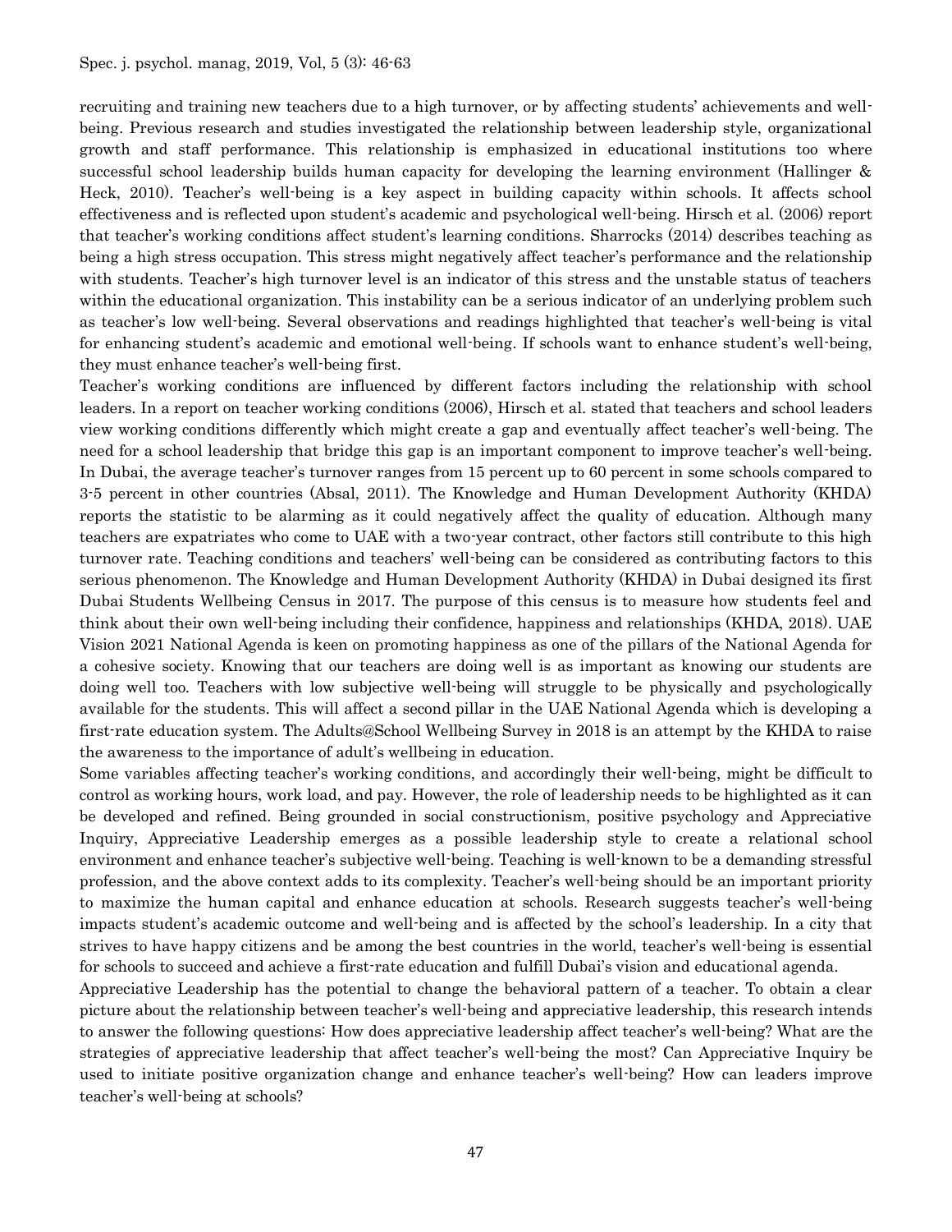recruiting and training new teachers due to a high turnover, or by affecting students' achievements and well-being. Previous research and studies investigated the relationship between leadership style, organizational growth and staff performance. This relationship is emphasized in educational institutions too where successful school leadership builds human capacity for developing the learning environment (Hallinger & Heck, 2010). Teacher's well-being is a key aspect in building capacity within schools. It affects school effectiveness and is reflected upon student's academic and psychological well-being. Hirsch et al. (2006) report that teacher's working conditions affect student's learning conditions. Sharrocks (2014) describes teaching as being a high stress occupation. This stress might negatively affect teacher's performance and the relationship with students. Teacher's high turnover level is an indicator of this stress and the unstable status of teachers within the educational organization. This instability can be a serious indicator of an underlying problem such as teacher's low well-being. Several observations and readings highlighted that teacher's well-being is vital for enhancing student's academic and emotional well-being. If schools want to enhance student's well-being, they must enhance teacher's well-being first.

Teacher's working conditions are influenced by different factors including the relationship with school leaders. In a report on teacher working conditions (2006), Hirsch et al. stated that teachers and school leaders view working conditions differently which might create a gap and eventually affect teacher's well-being. The need for a school leadership that bridge this gap is an important component to improve teacher's well-being. In Dubai, the average teacher's turnover ranges from 15 percent up to 60 percent in some schools compared to 3-5 percent in other countries (Absal, 2011). The Knowledge and Human Development Authority (KHDA) reports the statistic to be alarming as it could negatively affect the quality of education. Although many teachers are expatriates who come to UAE with a two-year contract, other factors still contribute to this high turnover rate. Teaching conditions and teachers' well-being can be considered as contributing factors to this serious phenomenon. The Knowledge and Human Development Authority (KHDA) in Dubai designed its first Dubai Students Wellbeing Census in 2017. The purpose of this census is to measure how students feel and think about their own well-being including their confidence, happiness and relationships (KHDA, 2018). UAE Vision 2021 National Agenda is keen on promoting happiness as one of the pillars of the National Agenda for a cohesive society. Knowing that our teachers are doing well is as important as knowing our students are doing well too. Teachers with low subjective well-being will struggle to be physically and psychologically available for the students. This will affect a second pillar in the UAE National Agenda which is developing a first-rate education system. The Adults@School Wellbeing Survey in 2018 is an attempt by the KHDA to raise the awareness to the importance of adult's wellbeing in education.

Some variables affecting teacher's working conditions, and accordingly their well-being, might be difficult to control as working hours, work load, and pay. However, the role of leadership needs to be highlighted as it can be developed and refined. Being grounded in social constructionism, positive psychology and Appreciative Inquiry, Appreciative Leadership emerges as a possible leadership style to create a relational school environment and enhance teacher's subjective well-being. Teaching is well-known to be a demanding stressful profession, and the above context adds to its complexity. Teacher's well-being should be an important priority to maximize the human capital and enhance education at schools. Research suggests teacher's well-being impacts student's academic outcome and well-being and is affected by the school's leadership. In a city that strives to have happy citizens and be among the best countries in the world, teacher's well-being is essential for schools to succeed and achieve a first-rate education and fulfill Dubai's vision and educational agenda.

Appreciative Leadership has the potential to change the behavioral pattern of a teacher. To obtain a clear picture about the relationship between teacher's well-being and appreciative leadership, this research intends to answer the following questions: How does appreciative leadership affect teacher's well-being? What are the strategies of appreciative leadership that affect teacher's well-being the most? Can Appreciative Inquiry be used to initiate positive organization change and enhance teacher's well-being? How can leaders improve teacher's well-being at schools?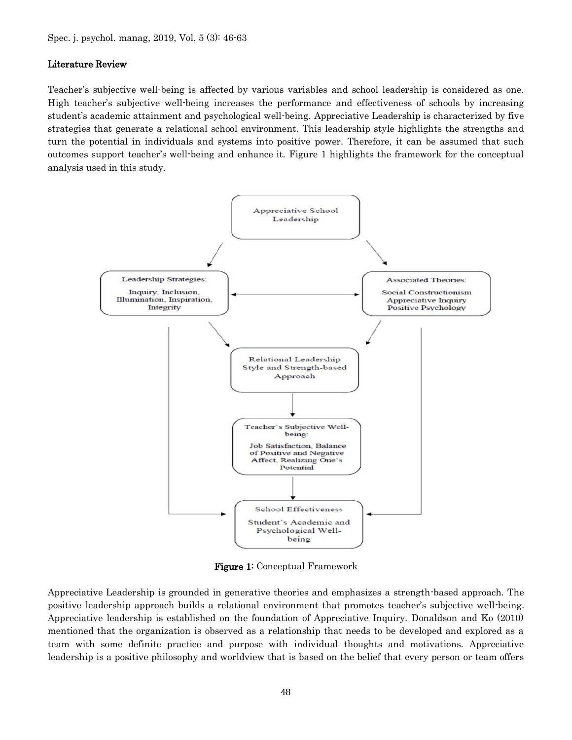## Literature Review

Teacher's subjective well-being is affected by various variables and school leadership is considered as one. High teacher's subjective well-being increases the performance and effectiveness of schools by increasing student's academic attainment and psychological well-being. Appreciative Leadership is characterized by five strategies that generate a relational school environment. This leadership style highlights the strengths and turn the potential in individuals and systems into positive power. Therefore, it can be assumed that such outcomes support teacher's well-being and enhance it. Figure 1 highlights the framework for the conceptual analysis used in this study.

**Figure 1:** Conceptual Framework

Appreciative Leadership is grounded in generative theories and emphasizes a strength-based approach. The positive leadership approach builds a relational environment that promotes teacher's subjective well-being. Appreciative leadership is established on the foundation of Appreciative Inquiry. Donaldson and Ko (2010) mentioned that the organization is observed as a relationship that needs to be developed and explored as a team with some definite practice and purpose with individual thoughts and motivations. Appreciative leadership is a positive philosophy and worldview that is based on the belief that every person or team offers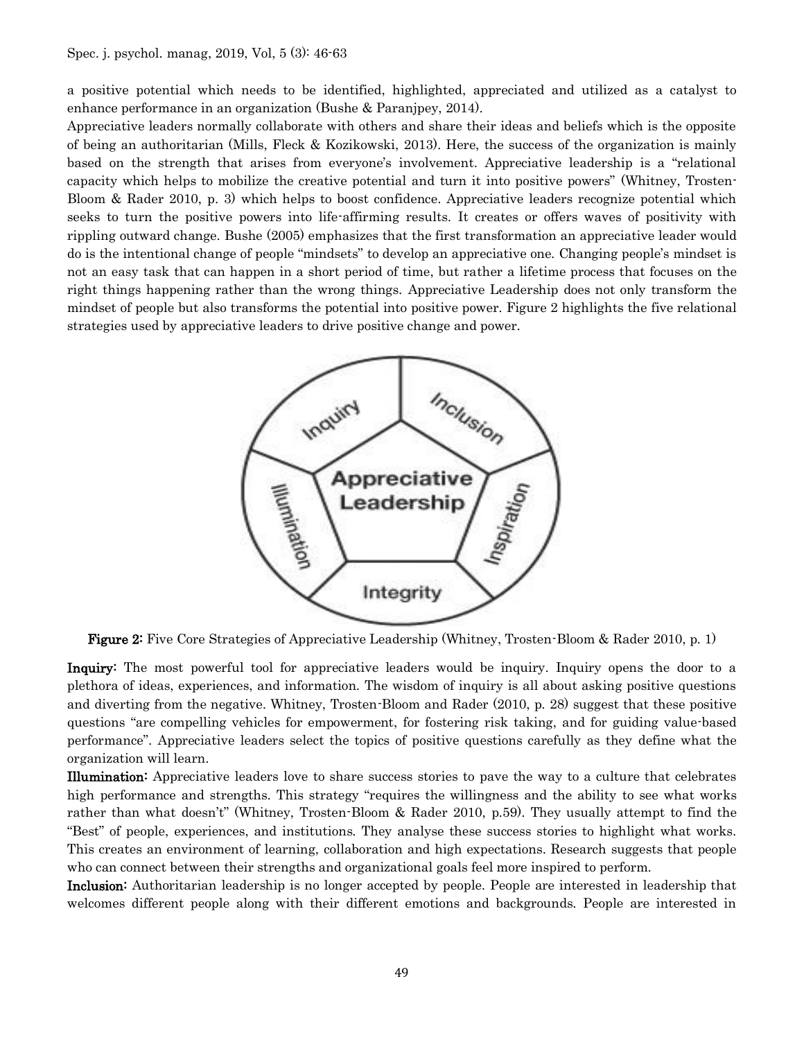a positive potential which needs to be identified, highlighted, appreciated and utilized as a catalyst to enhance performance in an organization (Bushe & Paranjpey, 2014).

Appreciative leaders normally collaborate with others and share their ideas and beliefs which is the opposite of being an authoritarian (Mills, Fleck & Kozikowski, 2013). Here, the success of the organization is mainly based on the strength that arises from everyone's involvement. Appreciative leadership is a "relational capacity which helps to mobilize the creative potential and turn it into positive powers" (Whitney, Trosten-Bloom & Rader 2010, p. 3) which helps to boost confidence. Appreciative leaders recognize potential which seeks to turn the positive powers into life-affirming results. It creates or offers waves of positivity with rippling outward change. Bushe (2005) emphasizes that the first transformation an appreciative leader would do is the intentional change of people "mindsets" to develop an appreciative one. Changing people's mindset is not an easy task that can happen in a short period of time, but rather a lifetime process that focuses on the right things happening rather than the wrong things. Appreciative Leadership does not only transform the mindset of people but also transforms the potential into positive power. Figure 2 highlights the five relational strategies used by appreciative leaders to drive positive change and power.

**Figure 2:** Five Core Strategies of Appreciative Leadership (Whitney, Trosten-Bloom & Rader 2010, p. 1)

**Inquiry:** The most powerful tool for appreciative leaders would be inquiry. Inquiry opens the door to a plethora of ideas, experiences, and information. The wisdom of inquiry is all about asking positive questions and diverting from the negative. Whitney, Trosten-Bloom and Rader (2010, p. 28) suggest that these positive questions "are compelling vehicles for empowerment, for fostering risk taking, and for guiding value-based performance". Appreciative leaders select the topics of positive questions carefully as they define what the organization will learn.

**Illumination:** Appreciative leaders love to share success stories to pave the way to a culture that celebrates high performance and strengths. This strategy "requires the willingness and the ability to see what works rather than what doesn't" (Whitney, Trosten-Bloom & Rader 2010, p.59). They usually attempt to find the "Best" of people, experiences, and institutions. They analyse these success stories to highlight what works. This creates an environment of learning, collaboration and high expectations. Research suggests that people who can connect between their strengths and organizational goals feel more inspired to perform.

**Inclusion:** Authoritarian leadership is no longer accepted by people. People are interested in leadership that welcomes different people along with their different emotions and backgrounds. People are interested in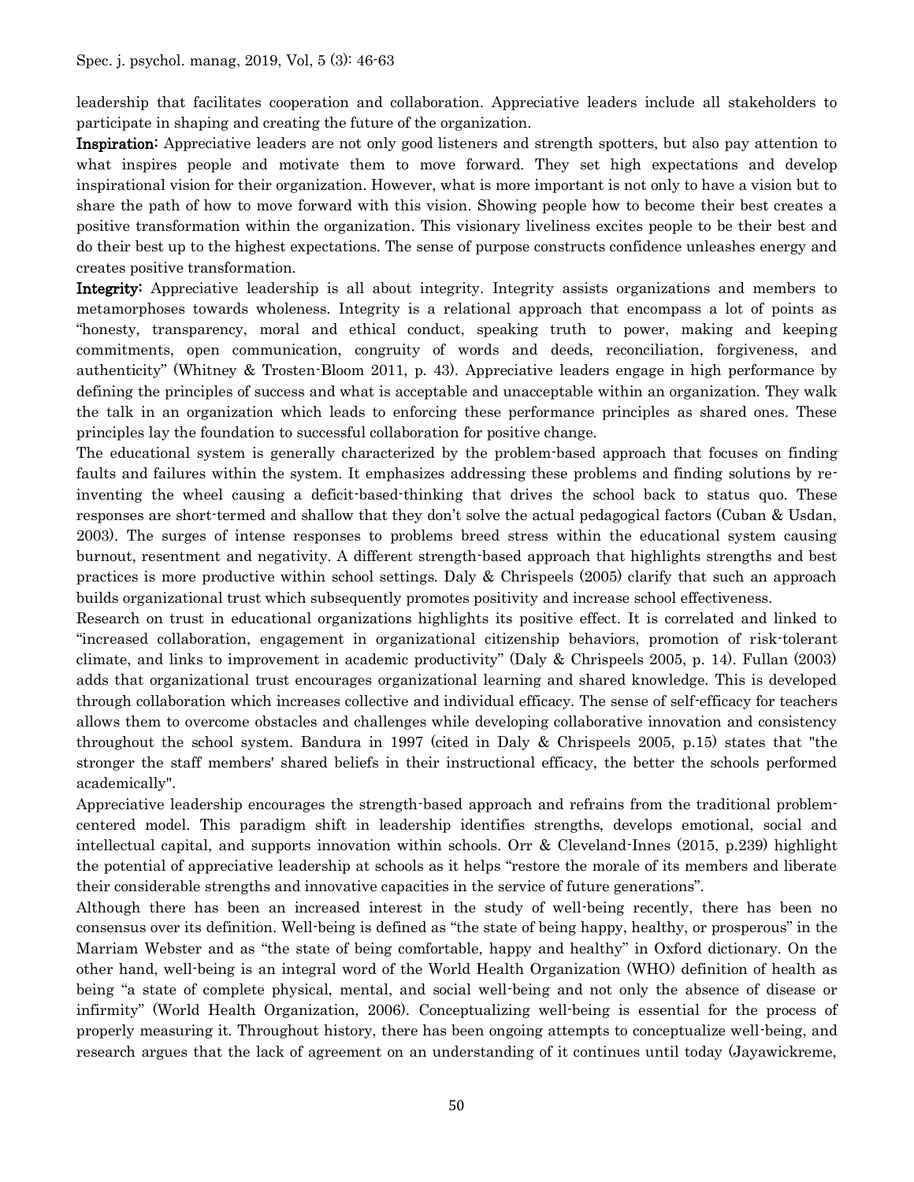leadership that facilitates cooperation and collaboration. Appreciative leaders include all stakeholders to participate in shaping and creating the future of the organization.

**Inspiration:** Appreciative leaders are not only good listeners and strength spotters, but also pay attention to what inspires people and motivate them to move forward. They set high expectations and develop inspirational vision for their organization. However, what is more important is not only to have a vision but to share the path of how to move forward with this vision. Showing people how to become their best creates a positive transformation within the organization. This visionary liveliness excites people to be their best and do their best up to the highest expectations. The sense of purpose constructs confidence unleashes energy and creates positive transformation.

**Integrity:** Appreciative leadership is all about integrity. Integrity assists organizations and members to metamorphoses towards wholeness. Integrity is a relational approach that encompass a lot of points as "honesty, transparency, moral and ethical conduct, speaking truth to power, making and keeping commitments, open communication, congruity of words and deeds, reconciliation, forgiveness, and authenticity" (Whitney & Trosten-Bloom 2011, p. 43). Appreciative leaders engage in high performance by defining the principles of success and what is acceptable and unacceptable within an organization. They walk the talk in an organization which leads to enforcing these performance principles as shared ones. These principles lay the foundation to successful collaboration for positive change.

The educational system is generally characterized by the problem-based approach that focuses on finding faults and failures within the system. It emphasizes addressing these problems and finding solutions by re-inventing the wheel causing a deficit-based-thinking that drives the school back to status quo. These responses are short-termed and shallow that they don't solve the actual pedagogical factors (Cuban & Usdan, 2003). The surges of intense responses to problems breed stress within the educational system causing burnout, resentment and negativity. A different strength-based approach that highlights strengths and best practices is more productive within school settings. Daly & Chrispeels (2005) clarify that such an approach builds organizational trust which subsequently promotes positivity and increase school effectiveness.

Research on trust in educational organizations highlights its positive effect. It is correlated and linked to "increased collaboration, engagement in organizational citizenship behaviors, promotion of risk-tolerant climate, and links to improvement in academic productivity" (Daly & Chrispeels 2005, p. 14). Fullan (2003) adds that organizational trust encourages organizational learning and shared knowledge. This is developed through collaboration which increases collective and individual efficacy. The sense of self-efficacy for teachers allows them to overcome obstacles and challenges while developing collaborative innovation and consistency throughout the school system. Bandura in 1997 (cited in Daly & Chrispeels 2005, p.15) states that "the stronger the staff members' shared beliefs in their instructional efficacy, the better the schools performed academically".

Appreciative leadership encourages the strength-based approach and refrains from the traditional problem-centered model. This paradigm shift in leadership identifies strengths, develops emotional, social and intellectual capital, and supports innovation within schools. Orr & Cleveland-Innes (2015, p.239) highlight the potential of appreciative leadership at schools as it helps "restore the morale of its members and liberate their considerable strengths and innovative capacities in the service of future generations".

Although there has been an increased interest in the study of well-being recently, there has been no consensus over its definition. Well-being is defined as "the state of being happy, healthy, or prosperous" in the Marriam Webster and as "the state of being comfortable, happy and healthy" in Oxford dictionary. On the other hand, well-being is an integral word of the World Health Organization (WHO) definition of health as being "a state of complete physical, mental, and social well-being and not only the absence of disease or infirmity" (World Health Organization, 2006). Conceptualizing well-being is essential for the process of properly measuring it. Throughout history, there has been ongoing attempts to conceptualize well-being, and research argues that the lack of agreement on an understanding of it continues until today (Jayawickreme,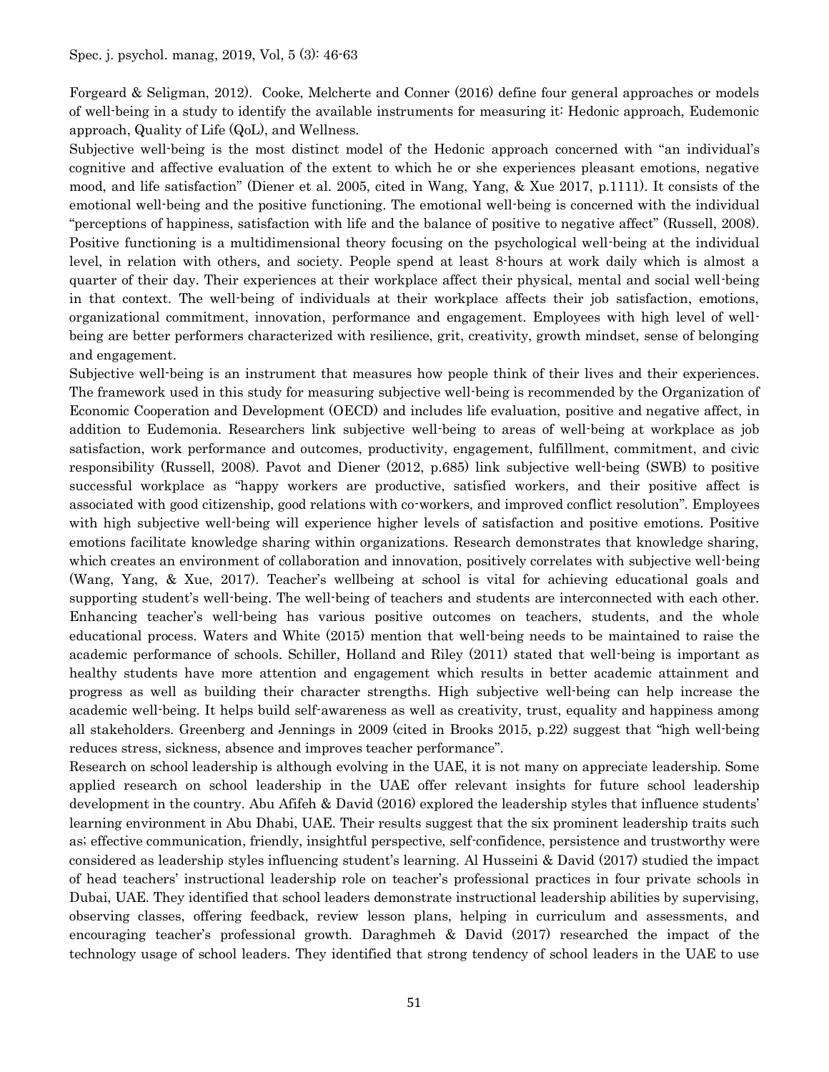Forgeard & Seligman, 2012). Cooke, Melcherte and Conner (2016) define four general approaches or models of well-being in a study to identify the available instruments for measuring it: Hedonic approach, Eudemonic approach, Quality of Life (QoL), and Wellness.

Subjective well-being is the most distinct model of the Hedonic approach concerned with "an individual's cognitive and affective evaluation of the extent to which he or she experiences pleasant emotions, negative mood, and life satisfaction" (Diener et al. 2005, cited in Wang, Yang, & Xue 2017, p.1111). It consists of the emotional well-being and the positive functioning. The emotional well-being is concerned with the individual "perceptions of happiness, satisfaction with life and the balance of positive to negative affect" (Russell, 2008). Positive functioning is a multidimensional theory focusing on the psychological well-being at the individual level, in relation with others, and society. People spend at least 8-hours at work daily which is almost a quarter of their day. Their experiences at their workplace affect their physical, mental and social well-being in that context. The well-being of individuals at their workplace affects their job satisfaction, emotions, organizational commitment, innovation, performance and engagement. Employees with high level of well-being are better performers characterized with resilience, grit, creativity, growth mindset, sense of belonging and engagement.

Subjective well-being is an instrument that measures how people think of their lives and their experiences. The framework used in this study for measuring subjective well-being is recommended by the Organization of Economic Cooperation and Development (OECD) and includes life evaluation, positive and negative affect, in addition to Eudemonia. Researchers link subjective well-being to areas of well-being at workplace as job satisfaction, work performance and outcomes, productivity, engagement, fulfillment, commitment, and civic responsibility (Russell, 2008). Pavot and Diener (2012, p.685) link subjective well-being (SWB) to positive successful workplace as "happy workers are productive, satisfied workers, and their positive affect is associated with good citizenship, good relations with co-workers, and improved conflict resolution". Employees with high subjective well-being will experience higher levels of satisfaction and positive emotions. Positive emotions facilitate knowledge sharing within organizations. Research demonstrates that knowledge sharing, which creates an environment of collaboration and innovation, positively correlates with subjective well-being (Wang, Yang, & Xue, 2017). Teacher's wellbeing at school is vital for achieving educational goals and supporting student's well-being. The well-being of teachers and students are interconnected with each other. Enhancing teacher's well-being has various positive outcomes on teachers, students, and the whole educational process. Waters and White (2015) mention that well-being needs to be maintained to raise the academic performance of schools. Schiller, Holland and Riley (2011) stated that well-being is important as healthy students have more attention and engagement which results in better academic attainment and progress as well as building their character strengths. High subjective well-being can help increase the academic well-being. It helps build self-awareness as well as creativity, trust, equality and happiness among all stakeholders. Greenberg and Jennings in 2009 (cited in Brooks 2015, p.22) suggest that "high well-being reduces stress, sickness, absence and improves teacher performance".

Research on school leadership is although evolving in the UAE, it is not many on appreciate leadership. Some applied research on school leadership in the UAE offer relevant insights for future school leadership development in the country. Abu Afifeh & David (2016) explored the leadership styles that influence students' learning environment in Abu Dhabi, UAE. Their results suggest that the six prominent leadership traits such as; effective communication, friendly, insightful perspective, self-confidence, persistence and trustworthy were considered as leadership styles influencing student's learning. Al Husseini & David (2017) studied the impact of head teachers' instructional leadership role on teacher's professional practices in four private schools in Dubai, UAE. They identified that school leaders demonstrate instructional leadership abilities by supervising, observing classes, offering feedback, review lesson plans, helping in curriculum and assessments, and encouraging teacher's professional growth. Daraghmeh & David (2017) researched the impact of the technology usage of school leaders. They identified that strong tendency of school leaders in the UAE to use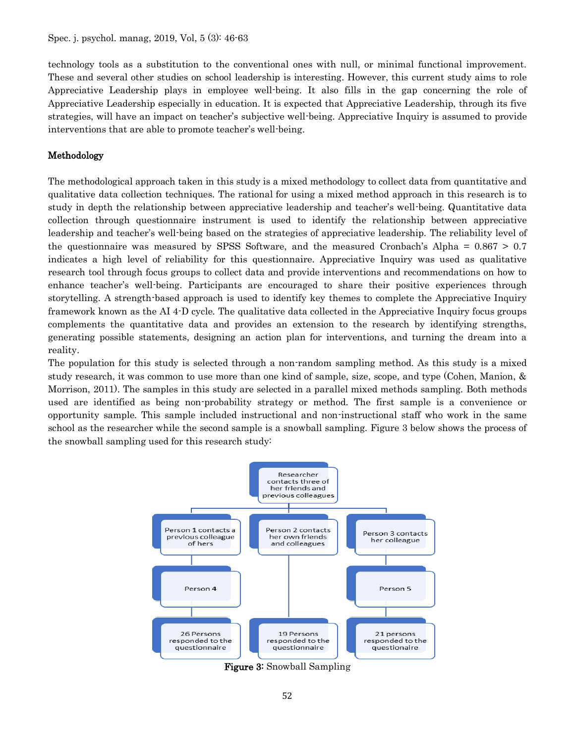technology tools as a substitution to the conventional ones with null, or minimal functional improvement. These and several other studies on school leadership is interesting. However, this current study aims to role Appreciative Leadership plays in employee well-being. It also fills in the gap concerning the role of Appreciative Leadership especially in education. It is expected that Appreciative Leadership, through its five strategies, will have an impact on teacher's subjective well-being. Appreciative Inquiry is assumed to provide interventions that are able to promote teacher's well-being.

## Methodology

The methodological approach taken in this study is a mixed methodology to collect data from quantitative and qualitative data collection techniques. The rational for using a mixed method approach in this research is to study in depth the relationship between appreciative leadership and teacher's well-being. Quantitative data collection through questionnaire instrument is used to identify the relationship between appreciative leadership and teacher's well-being based on the strategies of appreciative leadership. The reliability level of the questionnaire was measured by SPSS Software, and the measured Cronbach's Alpha = 0.867 > 0.7 indicates a high level of reliability for this questionnaire. Appreciative Inquiry was used as qualitative research tool through focus groups to collect data and provide interventions and recommendations on how to enhance teacher's well-being. Participants are encouraged to share their positive experiences through storytelling. A strength-based approach is used to identify key themes to complete the Appreciative Inquiry framework known as the AI 4-D cycle. The qualitative data collected in the Appreciative Inquiry focus groups complements the quantitative data and provides an extension to the research by identifying strengths, generating possible statements, designing an action plan for interventions, and turning the dream into a reality.

The population for this study is selected through a non-random sampling method. As this study is a mixed study research, it was common to use more than one kind of sample, size, scope, and type (Cohen, Manion, & Morrison, 2011). The samples in this study are selected in a parallel mixed methods sampling. Both methods used are identified as being non-probability strategy or method. The first sample is a convenience or opportunity sample. This sample included instructional and non-instructional staff who work in the same school as the researcher while the second sample is a snowball sampling. Figure 3 below shows the process of the snowball sampling used for this research study:

Researcher contacts three of her friends and previous colleagues

Person 1 contacts a previous colleague of hers → Person 4 → 26 Persons responded to the questionnaire

Person 2 contacts her own friends and colleagues → 19 Persons responded to the questionnaire

Person 3 contacts her colleague → Person 5 → 21 persons responded to the questionaire

**Figure 3:** Snowball Sampling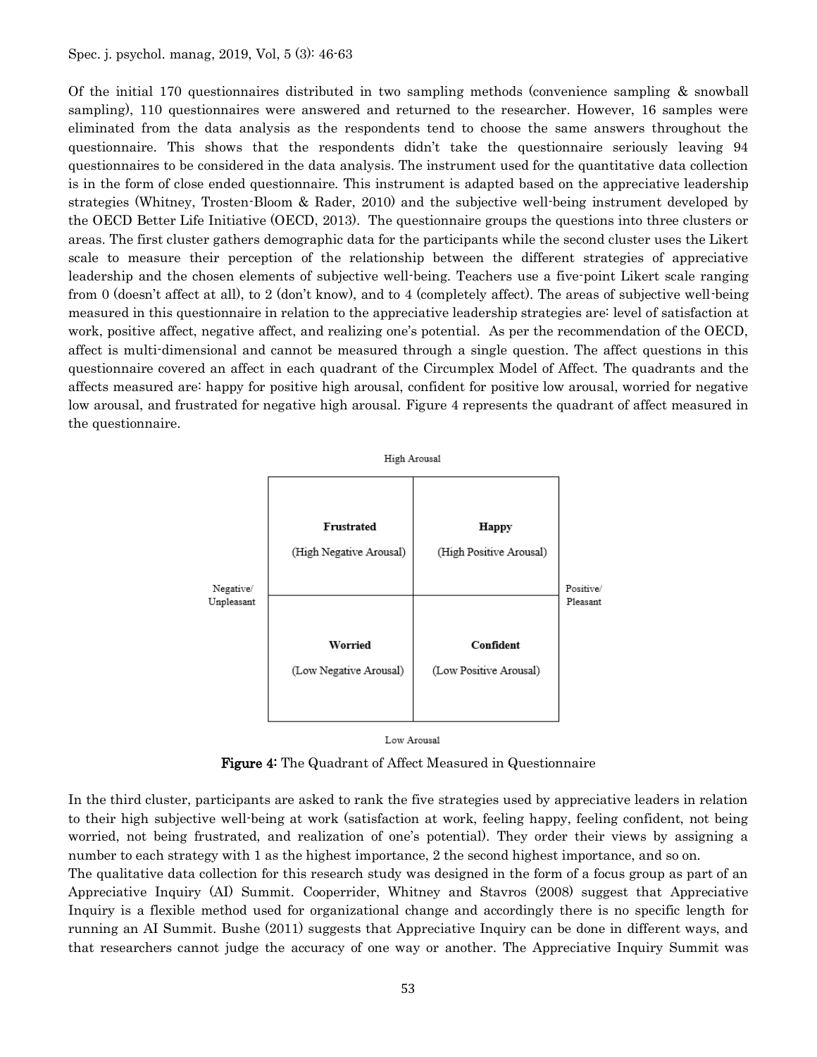Of the initial 170 questionnaires distributed in two sampling methods (convenience sampling & snowball sampling), 110 questionnaires were answered and returned to the researcher. However, 16 samples were eliminated from the data analysis as the respondents tend to choose the same answers throughout the questionnaire. This shows that the respondents didn't take the questionnaire seriously leaving 94 questionnaires to be considered in the data analysis. The instrument used for the quantitative data collection is in the form of close ended questionnaire. This instrument is adapted based on the appreciative leadership strategies (Whitney, Trosten-Bloom & Rader, 2010) and the subjective well-being instrument developed by the OECD Better Life Initiative (OECD, 2013). The questionnaire groups the questions into three clusters or areas. The first cluster gathers demographic data for the participants while the second cluster uses the Likert scale to measure their perception of the relationship between the different strategies of appreciative leadership and the chosen elements of subjective well-being. Teachers use a five-point Likert scale ranging from 0 (doesn't affect at all), to 2 (don't know), and to 4 (completely affect). The areas of subjective well-being measured in this questionnaire in relation to the appreciative leadership strategies are: level of satisfaction at work, positive affect, negative affect, and realizing one's potential. As per the recommendation of the OECD, affect is multi-dimensional and cannot be measured through a single question. The affect questions in this questionnaire covered an affect in each quadrant of the Circumplex Model of Affect. The quadrants and the affects measured are: happy for positive high arousal, confident for positive low arousal, worried for negative low arousal, and frustrated for negative high arousal. Figure 4 represents the quadrant of affect measured in the questionnaire.

High Arousal

| Negative/ Unpleasant | | | Positive/ Pleasant |
|---|---|---|---|
| | **Frustrated** (High Negative Arousal) | **Happy** (High Positive Arousal) | |
| | **Worried** (Low Negative Arousal) | **Confident** (Low Positive Arousal) | |

Low Arousal

**Figure 4:** The Quadrant of Affect Measured in Questionnaire

In the third cluster, participants are asked to rank the five strategies used by appreciative leaders in relation to their high subjective well-being at work (satisfaction at work, feeling happy, feeling confident, not being worried, not being frustrated, and realization of one's potential). They order their views by assigning a number to each strategy with 1 as the highest importance, 2 the second highest importance, and so on.

The qualitative data collection for this research study was designed in the form of a focus group as part of an Appreciative Inquiry (AI) Summit. Cooperrider, Whitney and Stavros (2008) suggest that Appreciative Inquiry is a flexible method used for organizational change and accordingly there is no specific length for running an AI Summit. Bushe (2011) suggests that Appreciative Inquiry can be done in different ways, and that researchers cannot judge the accuracy of one way or another. The Appreciative Inquiry Summit was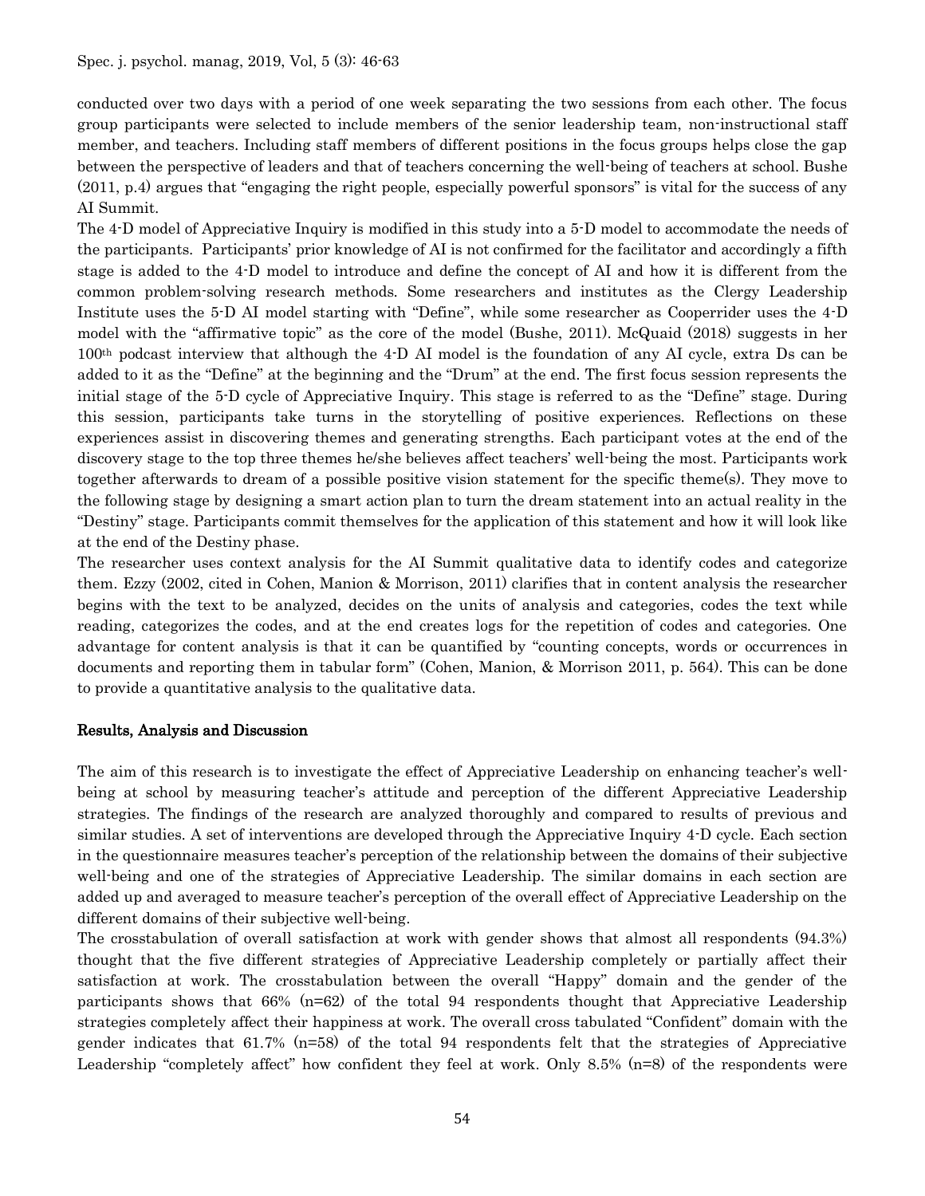conducted over two days with a period of one week separating the two sessions from each other. The focus group participants were selected to include members of the senior leadership team, non-instructional staff member, and teachers. Including staff members of different positions in the focus groups helps close the gap between the perspective of leaders and that of teachers concerning the well-being of teachers at school. Bushe (2011, p.4) argues that "engaging the right people, especially powerful sponsors" is vital for the success of any AI Summit.

The 4-D model of Appreciative Inquiry is modified in this study into a 5-D model to accommodate the needs of the participants. Participants' prior knowledge of AI is not confirmed for the facilitator and accordingly a fifth stage is added to the 4-D model to introduce and define the concept of AI and how it is different from the common problem-solving research methods. Some researchers and institutes as the Clergy Leadership Institute uses the 5-D AI model starting with "Define", while some researcher as Cooperrider uses the 4-D model with the "affirmative topic" as the core of the model (Bushe, 2011). McQuaid (2018) suggests in her 100th podcast interview that although the 4-D AI model is the foundation of any AI cycle, extra Ds can be added to it as the "Define" at the beginning and the "Drum" at the end. The first focus session represents the initial stage of the 5-D cycle of Appreciative Inquiry. This stage is referred to as the "Define" stage. During this session, participants take turns in the storytelling of positive experiences. Reflections on these experiences assist in discovering themes and generating strengths. Each participant votes at the end of the discovery stage to the top three themes he/she believes affect teachers' well-being the most. Participants work together afterwards to dream of a possible positive vision statement for the specific theme(s). They move to the following stage by designing a smart action plan to turn the dream statement into an actual reality in the "Destiny" stage. Participants commit themselves for the application of this statement and how it will look like at the end of the Destiny phase.

The researcher uses context analysis for the AI Summit qualitative data to identify codes and categorize them. Ezzy (2002, cited in Cohen, Manion & Morrison, 2011) clarifies that in content analysis the researcher begins with the text to be analyzed, decides on the units of analysis and categories, codes the text while reading, categorizes the codes, and at the end creates logs for the repetition of codes and categories. One advantage for content analysis is that it can be quantified by "counting concepts, words or occurrences in documents and reporting them in tabular form" (Cohen, Manion, & Morrison 2011, p. 564). This can be done to provide a quantitative analysis to the qualitative data.

## Results, Analysis and Discussion

The aim of this research is to investigate the effect of Appreciative Leadership on enhancing teacher's well-being at school by measuring teacher's attitude and perception of the different Appreciative Leadership strategies. The findings of the research are analyzed thoroughly and compared to results of previous and similar studies. A set of interventions are developed through the Appreciative Inquiry 4-D cycle. Each section in the questionnaire measures teacher's perception of the relationship between the domains of their subjective well-being and one of the strategies of Appreciative Leadership. The similar domains in each section are added up and averaged to measure teacher's perception of the overall effect of Appreciative Leadership on the different domains of their subjective well-being.

The crosstabulation of overall satisfaction at work with gender shows that almost all respondents (94.3%) thought that the five different strategies of Appreciative Leadership completely or partially affect their satisfaction at work. The crosstabulation between the overall "Happy" domain and the gender of the participants shows that 66% (n=62) of the total 94 respondents thought that Appreciative Leadership strategies completely affect their happiness at work. The overall cross tabulated "Confident" domain with the gender indicates that 61.7% (n=58) of the total 94 respondents felt that the strategies of Appreciative Leadership "completely affect" how confident they feel at work. Only 8.5% (n=8) of the respondents were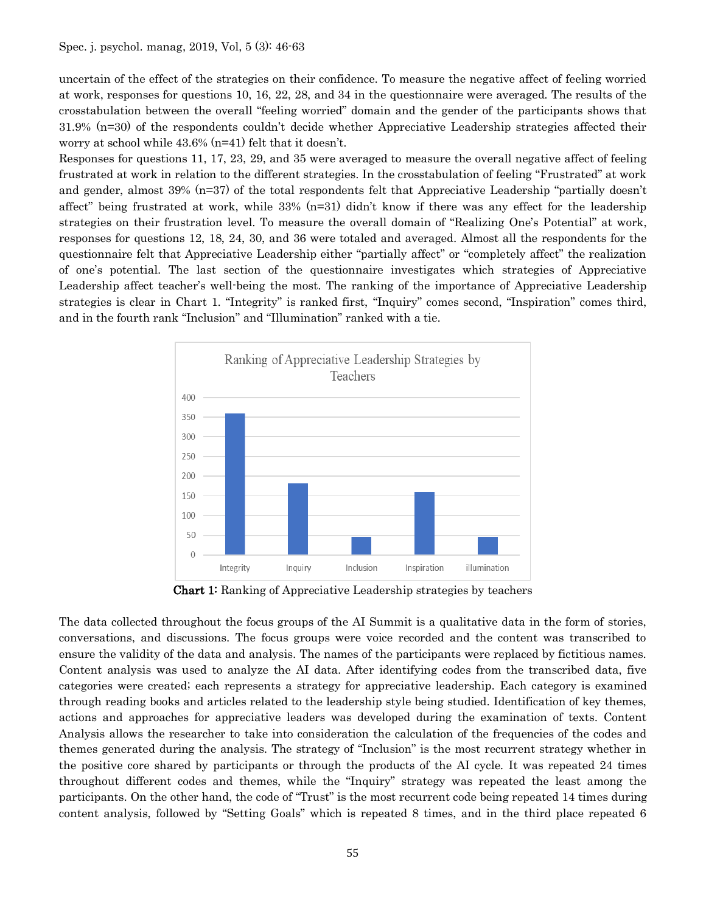uncertain of the effect of the strategies on their confidence. To measure the negative affect of feeling worried at work, responses for questions 10, 16, 22, 28, and 34 in the questionnaire were averaged. The results of the crosstabulation between the overall "feeling worried" domain and the gender of the participants shows that 31.9% (n=30) of the respondents couldn't decide whether Appreciative Leadership strategies affected their worry at school while 43.6% (n=41) felt that it doesn't.

Responses for questions 11, 17, 23, 29, and 35 were averaged to measure the overall negative affect of feeling frustrated at work in relation to the different strategies. In the crosstabulation of feeling "Frustrated" at work and gender, almost 39% (n=37) of the total respondents felt that Appreciative Leadership "partially doesn't affect" being frustrated at work, while 33% (n=31) didn't know if there was any effect for the leadership strategies on their frustration level. To measure the overall domain of "Realizing One's Potential" at work, responses for questions 12, 18, 24, 30, and 36 were totaled and averaged. Almost all the respondents for the questionnaire felt that Appreciative Leadership either "partially affect" or "completely affect" the realization of one's potential. The last section of the questionnaire investigates which strategies of Appreciative Leadership affect teacher's well-being the most. The ranking of the importance of Appreciative Leadership strategies is clear in Chart 1. "Integrity" is ranked first, "Inquiry" comes second, "Inspiration" comes third, and in the fourth rank "Inclusion" and "Illumination" ranked with a tie.

**Chart 1:** Ranking of Appreciative Leadership strategies by teachers

The data collected throughout the focus groups of the AI Summit is a qualitative data in the form of stories, conversations, and discussions. The focus groups were voice recorded and the content was transcribed to ensure the validity of the data and analysis. The names of the participants were replaced by fictitious names. Content analysis was used to analyze the AI data. After identifying codes from the transcribed data, five categories were created; each represents a strategy for appreciative leadership. Each category is examined through reading books and articles related to the leadership style being studied. Identification of key themes, actions and approaches for appreciative leaders was developed during the examination of texts. Content Analysis allows the researcher to take into consideration the calculation of the frequencies of the codes and themes generated during the analysis. The strategy of "Inclusion" is the most recurrent strategy whether in the positive core shared by participants or through the products of the AI cycle. It was repeated 24 times throughout different codes and themes, while the "Inquiry" strategy was repeated the least among the participants. On the other hand, the code of "Trust" is the most recurrent code being repeated 14 times during content analysis, followed by "Setting Goals" which is repeated 8 times, and in the third place repeated 6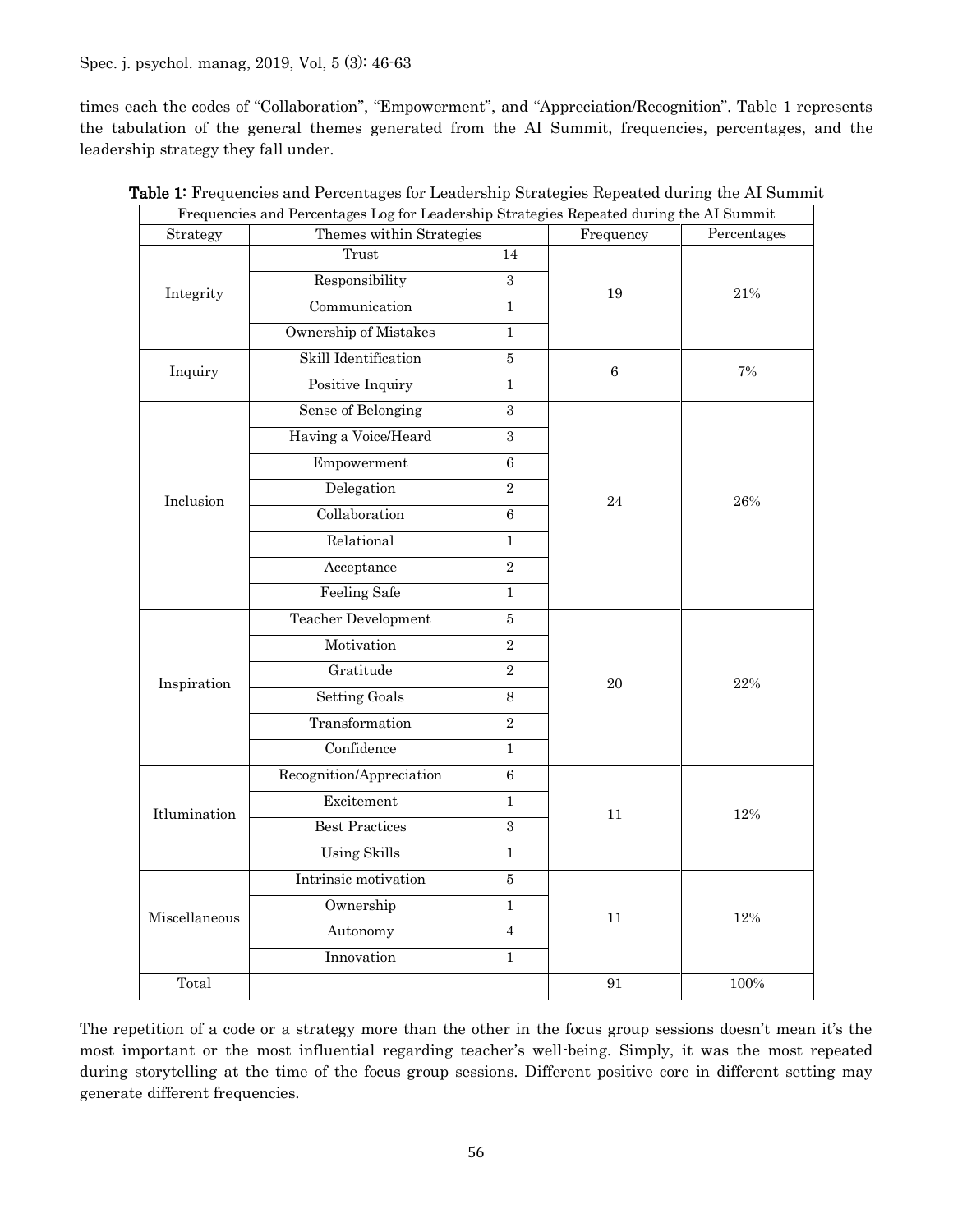times each the codes of "Collaboration", "Empowerment", and "Appreciation/Recognition". Table 1 represents the tabulation of the general themes generated from the AI Summit, frequencies, percentages, and the leadership strategy they fall under.

**Table 1:** Frequencies and Percentages for Leadership Strategies Repeated during the AI Summit

| Frequencies and Percentages Log for Leadership Strategies Repeated during the AI Summit | | | | |
|---|---|---|---|---|
| Strategy | Themes within Strategies | | Frequency | Percentages |
| Integrity | Trust | 14 | 19 | 21% |
| | Responsibility | 3 | | |
| | Communication | 1 | | |
| | Ownership of Mistakes | 1 | | |
| Inquiry | Skill Identification | 5 | 6 | 7% |
| | Positive Inquiry | 1 | | |
| Inclusion | Sense of Belonging | 3 | 24 | 26% |
| | Having a Voice/Heard | 3 | | |
| | Empowerment | 6 | | |
| | Delegation | 2 | | |
| | Collaboration | 6 | | |
| | Relational | 1 | | |
| | Acceptance | 2 | | |
| | Feeling Safe | 1 | | |
| Inspiration | Teacher Development | 5 | 20 | 22% |
| | Motivation | 2 | | |
| | Gratitude | 2 | | |
| | Setting Goals | 8 | | |
| | Transformation | 2 | | |
| | Confidence | 1 | | |
| Itlumination | Recognition/Appreciation | 6 | 11 | 12% |
| | Excitement | 1 | | |
| | Best Practices | 3 | | |
| | Using Skills | 1 | | |
| Miscellaneous | Intrinsic motivation | 5 | 11 | 12% |
| | Ownership | 1 | | |
| | Autonomy | 4 | | |
| | Innovation | 1 | | |
| Total | | | 91 | 100% |

The repetition of a code or a strategy more than the other in the focus group sessions doesn't mean it's the most important or the most influential regarding teacher's well-being. Simply, it was the most repeated during storytelling at the time of the focus group sessions. Different positive core in different setting may generate different frequencies.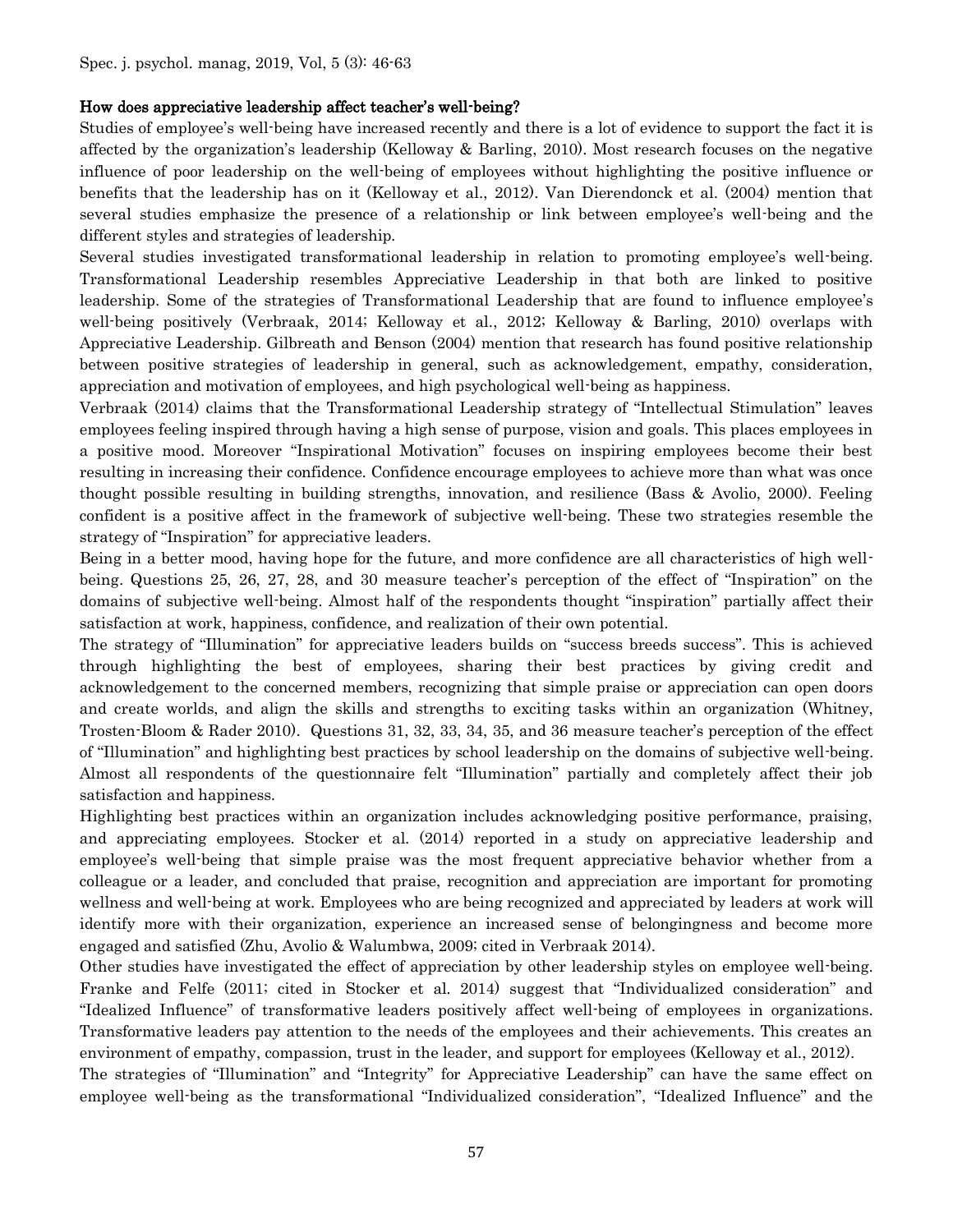### How does appreciative leadership affect teacher's well-being?

Studies of employee's well-being have increased recently and there is a lot of evidence to support the fact it is affected by the organization's leadership (Kelloway & Barling, 2010). Most research focuses on the negative influence of poor leadership on the well-being of employees without highlighting the positive influence or benefits that the leadership has on it (Kelloway et al., 2012). Van Dierendonck et al. (2004) mention that several studies emphasize the presence of a relationship or link between employee's well-being and the different styles and strategies of leadership.

Several studies investigated transformational leadership in relation to promoting employee's well-being. Transformational Leadership resembles Appreciative Leadership in that both are linked to positive leadership. Some of the strategies of Transformational Leadership that are found to influence employee's well-being positively (Verbraak, 2014; Kelloway et al., 2012; Kelloway & Barling, 2010) overlaps with Appreciative Leadership. Gilbreath and Benson (2004) mention that research has found positive relationship between positive strategies of leadership in general, such as acknowledgement, empathy, consideration, appreciation and motivation of employees, and high psychological well-being as happiness.

Verbraak (2014) claims that the Transformational Leadership strategy of "Intellectual Stimulation" leaves employees feeling inspired through having a high sense of purpose, vision and goals. This places employees in a positive mood. Moreover "Inspirational Motivation" focuses on inspiring employees become their best resulting in increasing their confidence. Confidence encourage employees to achieve more than what was once thought possible resulting in building strengths, innovation, and resilience (Bass & Avolio, 2000). Feeling confident is a positive affect in the framework of subjective well-being. These two strategies resemble the strategy of "Inspiration" for appreciative leaders.

Being in a better mood, having hope for the future, and more confidence are all characteristics of high well-being. Questions 25, 26, 27, 28, and 30 measure teacher's perception of the effect of "Inspiration" on the domains of subjective well-being. Almost half of the respondents thought "inspiration" partially affect their satisfaction at work, happiness, confidence, and realization of their own potential.

The strategy of "Illumination" for appreciative leaders builds on "success breeds success". This is achieved through highlighting the best of employees, sharing their best practices by giving credit and acknowledgement to the concerned members, recognizing that simple praise or appreciation can open doors and create worlds, and align the skills and strengths to exciting tasks within an organization (Whitney, Trosten-Bloom & Rader 2010). Questions 31, 32, 33, 34, 35, and 36 measure teacher's perception of the effect of "Illumination" and highlighting best practices by school leadership on the domains of subjective well-being. Almost all respondents of the questionnaire felt "Illumination" partially and completely affect their job satisfaction and happiness.

Highlighting best practices within an organization includes acknowledging positive performance, praising, and appreciating employees. Stocker et al. (2014) reported in a study on appreciative leadership and employee's well-being that simple praise was the most frequent appreciative behavior whether from a colleague or a leader, and concluded that praise, recognition and appreciation are important for promoting wellness and well-being at work. Employees who are being recognized and appreciated by leaders at work will identify more with their organization, experience an increased sense of belongingness and become more engaged and satisfied (Zhu, Avolio & Walumbwa, 2009; cited in Verbraak 2014).

Other studies have investigated the effect of appreciation by other leadership styles on employee well-being. Franke and Felfe (2011; cited in Stocker et al. 2014) suggest that "Individualized consideration" and "Idealized Influence" of transformative leaders positively affect well-being of employees in organizations. Transformative leaders pay attention to the needs of the employees and their achievements. This creates an environment of empathy, compassion, trust in the leader, and support for employees (Kelloway et al., 2012).

The strategies of "Illumination" and "Integrity" for Appreciative Leadership" can have the same effect on employee well-being as the transformational "Individualized consideration", "Idealized Influence" and the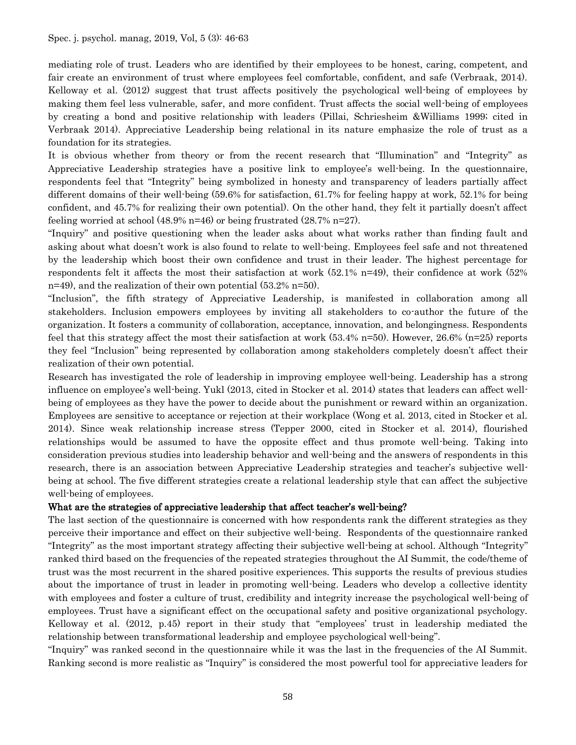mediating role of trust. Leaders who are identified by their employees to be honest, caring, competent, and fair create an environment of trust where employees feel comfortable, confident, and safe (Verbraak, 2014). Kelloway et al. (2012) suggest that trust affects positively the psychological well-being of employees by making them feel less vulnerable, safer, and more confident. Trust affects the social well-being of employees by creating a bond and positive relationship with leaders (Pillai, Schriesheim &Williams 1999; cited in Verbraak 2014). Appreciative Leadership being relational in its nature emphasize the role of trust as a foundation for its strategies.

It is obvious whether from theory or from the recent research that "Illumination" and "Integrity" as Appreciative Leadership strategies have a positive link to employee's well-being. In the questionnaire, respondents feel that "Integrity" being symbolized in honesty and transparency of leaders partially affect different domains of their well-being (59.6% for satisfaction, 61.7% for feeling happy at work, 52.1% for being confident, and 45.7% for realizing their own potential). On the other hand, they felt it partially doesn't affect feeling worried at school (48.9% n=46) or being frustrated (28.7% n=27).

"Inquiry" and positive questioning when the leader asks about what works rather than finding fault and asking about what doesn't work is also found to relate to well-being. Employees feel safe and not threatened by the leadership which boost their own confidence and trust in their leader. The highest percentage for respondents felt it affects the most their satisfaction at work (52.1% n=49), their confidence at work (52% n=49), and the realization of their own potential (53.2% n=50).

"Inclusion", the fifth strategy of Appreciative Leadership, is manifested in collaboration among all stakeholders. Inclusion empowers employees by inviting all stakeholders to co-author the future of the organization. It fosters a community of collaboration, acceptance, innovation, and belongingness. Respondents feel that this strategy affect the most their satisfaction at work (53.4% n=50). However, 26.6% (n=25) reports they feel "Inclusion" being represented by collaboration among stakeholders completely doesn't affect their realization of their own potential.

Research has investigated the role of leadership in improving employee well-being. Leadership has a strong influence on employee's well-being. Yukl (2013, cited in Stocker et al. 2014) states that leaders can affect well-being of employees as they have the power to decide about the punishment or reward within an organization. Employees are sensitive to acceptance or rejection at their workplace (Wong et al. 2013, cited in Stocker et al. 2014). Since weak relationship increase stress (Tepper 2000, cited in Stocker et al. 2014), flourished relationships would be assumed to have the opposite effect and thus promote well-being. Taking into consideration previous studies into leadership behavior and well-being and the answers of respondents in this research, there is an association between Appreciative Leadership strategies and teacher's subjective well-being at school. The five different strategies create a relational leadership style that can affect the subjective well-being of employees.

**What are the strategies of appreciative leadership that affect teacher's well-being?**

The last section of the questionnaire is concerned with how respondents rank the different strategies as they perceive their importance and effect on their subjective well-being. Respondents of the questionnaire ranked "Integrity" as the most important strategy affecting their subjective well-being at school. Although "Integrity" ranked third based on the frequencies of the repeated strategies throughout the AI Summit, the code/theme of trust was the most recurrent in the shared positive experiences. This supports the results of previous studies about the importance of trust in leader in promoting well-being. Leaders who develop a collective identity with employees and foster a culture of trust, credibility and integrity increase the psychological well-being of employees. Trust have a significant effect on the occupational safety and positive organizational psychology. Kelloway et al. (2012, p.45) report in their study that "employees' trust in leadership mediated the relationship between transformational leadership and employee psychological well-being".

"Inquiry" was ranked second in the questionnaire while it was the last in the frequencies of the AI Summit. Ranking second is more realistic as "Inquiry" is considered the most powerful tool for appreciative leaders for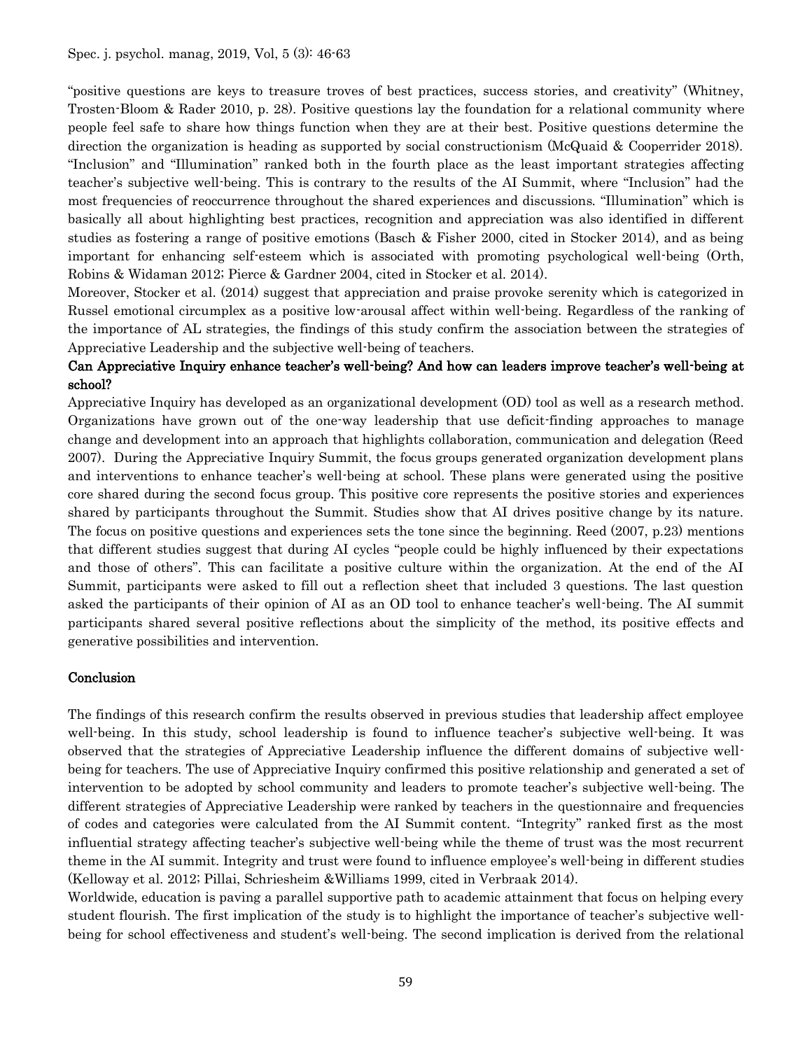"positive questions are keys to treasure troves of best practices, success stories, and creativity" (Whitney, Trosten-Bloom & Rader 2010, p. 28). Positive questions lay the foundation for a relational community where people feel safe to share how things function when they are at their best. Positive questions determine the direction the organization is heading as supported by social constructionism (McQuaid & Cooperrider 2018). "Inclusion" and "Illumination" ranked both in the fourth place as the least important strategies affecting teacher's subjective well-being. This is contrary to the results of the AI Summit, where "Inclusion" had the most frequencies of reoccurrence throughout the shared experiences and discussions. "Illumination" which is basically all about highlighting best practices, recognition and appreciation was also identified in different studies as fostering a range of positive emotions (Basch & Fisher 2000, cited in Stocker 2014), and as being important for enhancing self-esteem which is associated with promoting psychological well-being (Orth, Robins & Widaman 2012; Pierce & Gardner 2004, cited in Stocker et al. 2014).

Moreover, Stocker et al. (2014) suggest that appreciation and praise provoke serenity which is categorized in Russel emotional circumplex as a positive low-arousal affect within well-being. Regardless of the ranking of the importance of AL strategies, the findings of this study confirm the association between the strategies of Appreciative Leadership and the subjective well-being of teachers.

**Can Appreciative Inquiry enhance teacher's well-being? And how can leaders improve teacher's well-being at school?**

Appreciative Inquiry has developed as an organizational development (OD) tool as well as a research method. Organizations have grown out of the one-way leadership that use deficit-finding approaches to manage change and development into an approach that highlights collaboration, communication and delegation (Reed 2007). During the Appreciative Inquiry Summit, the focus groups generated organization development plans and interventions to enhance teacher's well-being at school. These plans were generated using the positive core shared during the second focus group. This positive core represents the positive stories and experiences shared by participants throughout the Summit. Studies show that AI drives positive change by its nature. The focus on positive questions and experiences sets the tone since the beginning. Reed (2007, p.23) mentions that different studies suggest that during AI cycles "people could be highly influenced by their expectations and those of others". This can facilitate a positive culture within the organization. At the end of the AI Summit, participants were asked to fill out a reflection sheet that included 3 questions. The last question asked the participants of their opinion of AI as an OD tool to enhance teacher's well-being. The AI summit participants shared several positive reflections about the simplicity of the method, its positive effects and generative possibilities and intervention.

## Conclusion

The findings of this research confirm the results observed in previous studies that leadership affect employee well-being. In this study, school leadership is found to influence teacher's subjective well-being. It was observed that the strategies of Appreciative Leadership influence the different domains of subjective well-being for teachers. The use of Appreciative Inquiry confirmed this positive relationship and generated a set of intervention to be adopted by school community and leaders to promote teacher's subjective well-being. The different strategies of Appreciative Leadership were ranked by teachers in the questionnaire and frequencies of codes and categories were calculated from the AI Summit content. "Integrity" ranked first as the most influential strategy affecting teacher's subjective well-being while the theme of trust was the most recurrent theme in the AI summit. Integrity and trust were found to influence employee's well-being in different studies (Kelloway et al. 2012; Pillai, Schriesheim &Williams 1999, cited in Verbraak 2014).

Worldwide, education is paving a parallel supportive path to academic attainment that focus on helping every student flourish. The first implication of the study is to highlight the importance of teacher's subjective well-being for school effectiveness and student's well-being. The second implication is derived from the relational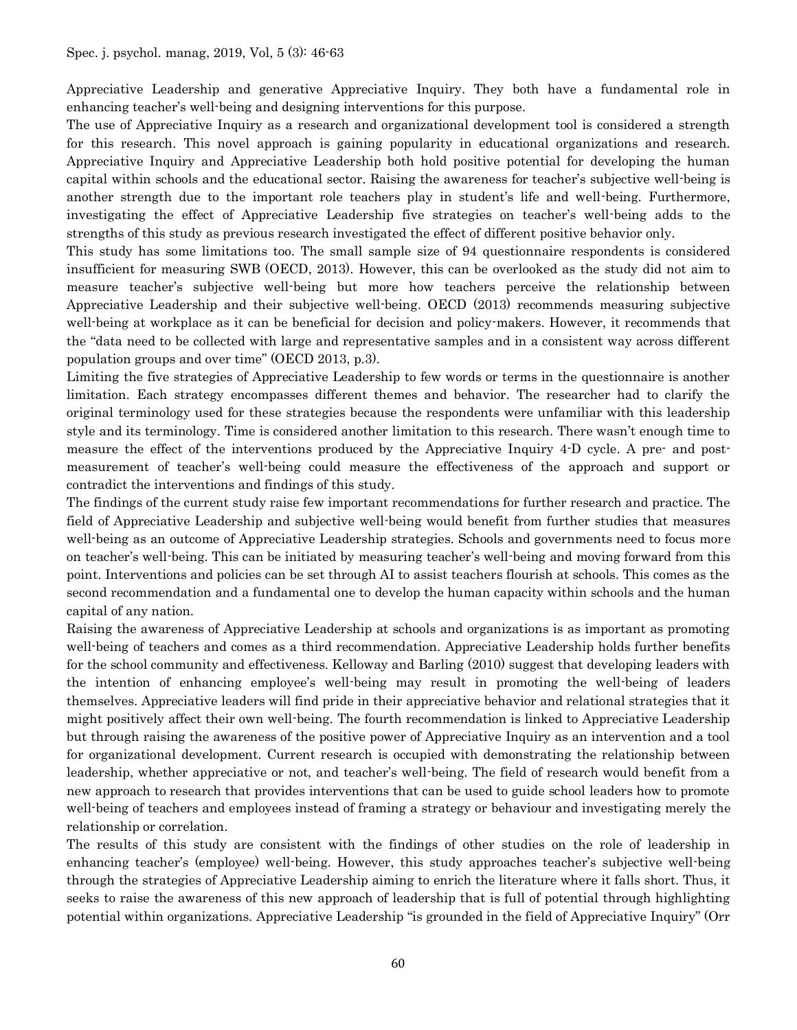Appreciative Leadership and generative Appreciative Inquiry. They both have a fundamental role in enhancing teacher's well-being and designing interventions for this purpose.

The use of Appreciative Inquiry as a research and organizational development tool is considered a strength for this research. This novel approach is gaining popularity in educational organizations and research. Appreciative Inquiry and Appreciative Leadership both hold positive potential for developing the human capital within schools and the educational sector. Raising the awareness for teacher's subjective well-being is another strength due to the important role teachers play in student's life and well-being. Furthermore, investigating the effect of Appreciative Leadership five strategies on teacher's well-being adds to the strengths of this study as previous research investigated the effect of different positive behavior only.

This study has some limitations too. The small sample size of 94 questionnaire respondents is considered insufficient for measuring SWB (OECD, 2013). However, this can be overlooked as the study did not aim to measure teacher's subjective well-being but more how teachers perceive the relationship between Appreciative Leadership and their subjective well-being. OECD (2013) recommends measuring subjective well-being at workplace as it can be beneficial for decision and policy-makers. However, it recommends that the "data need to be collected with large and representative samples and in a consistent way across different population groups and over time" (OECD 2013, p.3).

Limiting the five strategies of Appreciative Leadership to few words or terms in the questionnaire is another limitation. Each strategy encompasses different themes and behavior. The researcher had to clarify the original terminology used for these strategies because the respondents were unfamiliar with this leadership style and its terminology. Time is considered another limitation to this research. There wasn't enough time to measure the effect of the interventions produced by the Appreciative Inquiry 4-D cycle. A pre- and post-measurement of teacher's well-being could measure the effectiveness of the approach and support or contradict the interventions and findings of this study.

The findings of the current study raise few important recommendations for further research and practice. The field of Appreciative Leadership and subjective well-being would benefit from further studies that measures well-being as an outcome of Appreciative Leadership strategies. Schools and governments need to focus more on teacher's well-being. This can be initiated by measuring teacher's well-being and moving forward from this point. Interventions and policies can be set through AI to assist teachers flourish at schools. This comes as the second recommendation and a fundamental one to develop the human capacity within schools and the human capital of any nation.

Raising the awareness of Appreciative Leadership at schools and organizations is as important as promoting well-being of teachers and comes as a third recommendation. Appreciative Leadership holds further benefits for the school community and effectiveness. Kelloway and Barling (2010) suggest that developing leaders with the intention of enhancing employee's well-being may result in promoting the well-being of leaders themselves. Appreciative leaders will find pride in their appreciative behavior and relational strategies that it might positively affect their own well-being. The fourth recommendation is linked to Appreciative Leadership but through raising the awareness of the positive power of Appreciative Inquiry as an intervention and a tool for organizational development. Current research is occupied with demonstrating the relationship between leadership, whether appreciative or not, and teacher's well-being. The field of research would benefit from a new approach to research that provides interventions that can be used to guide school leaders how to promote well-being of teachers and employees instead of framing a strategy or behaviour and investigating merely the relationship or correlation.

The results of this study are consistent with the findings of other studies on the role of leadership in enhancing teacher's (employee) well-being. However, this study approaches teacher's subjective well-being through the strategies of Appreciative Leadership aiming to enrich the literature where it falls short. Thus, it seeks to raise the awareness of this new approach of leadership that is full of potential through highlighting potential within organizations. Appreciative Leadership "is grounded in the field of Appreciative Inquiry" (Orr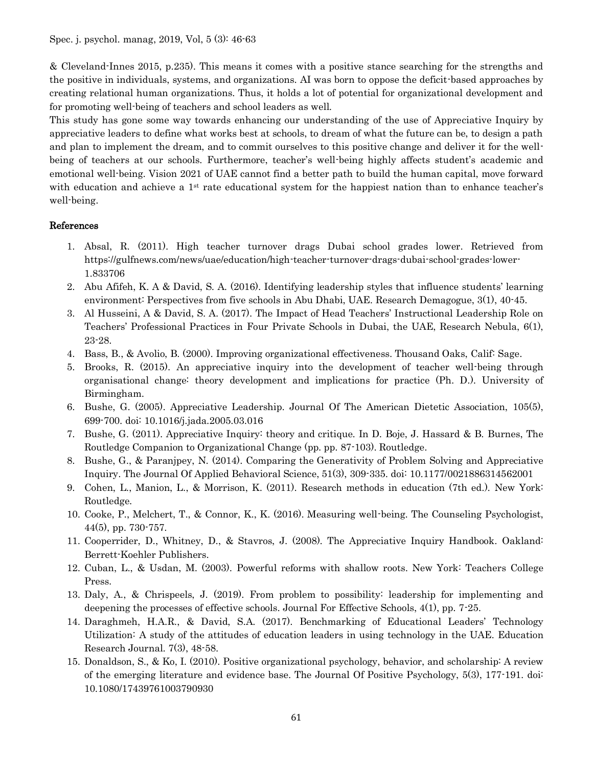& Cleveland-Innes 2015, p.235). This means it comes with a positive stance searching for the strengths and the positive in individuals, systems, and organizations. AI was born to oppose the deficit-based approaches by creating relational human organizations. Thus, it holds a lot of potential for organizational development and for promoting well-being of teachers and school leaders as well.

This study has gone some way towards enhancing our understanding of the use of Appreciative Inquiry by appreciative leaders to define what works best at schools, to dream of what the future can be, to design a path and plan to implement the dream, and to commit ourselves to this positive change and deliver it for the well-being of teachers at our schools. Furthermore, teacher's well-being highly affects student's academic and emotional well-being. Vision 2021 of UAE cannot find a better path to build the human capital, move forward with education and achieve a 1st rate educational system for the happiest nation than to enhance teacher's well-being.

## References

1. Absal, R. (2011). High teacher turnover drags Dubai school grades lower. Retrieved from https://gulfnews.com/news/uae/education/high-teacher-turnover-drags-dubai-school-grades-lower-1.833706
2. Abu Afifeh, K. A & David, S. A. (2016). Identifying leadership styles that influence students' learning environment: Perspectives from five schools in Abu Dhabi, UAE. Research Demagogue, 3(1), 40-45.
3. Al Husseini, A & David, S. A. (2017). The Impact of Head Teachers' Instructional Leadership Role on Teachers' Professional Practices in Four Private Schools in Dubai, the UAE, Research Nebula, 6(1), 23-28.
4. Bass, B., & Avolio, B. (2000). Improving organizational effectiveness. Thousand Oaks, Calif: Sage.
5. Brooks, R. (2015). An appreciative inquiry into the development of teacher well-being through organisational change: theory development and implications for practice (Ph. D.). University of Birmingham.
6. Bushe, G. (2005). Appreciative Leadership. Journal Of The American Dietetic Association, 105(5), 699-700. doi: 10.1016/j.jada.2005.03.016
7. Bushe, G. (2011). Appreciative Inquiry: theory and critique. In D. Boje, J. Hassard & B. Burnes, The Routledge Companion to Organizational Change (pp. pp. 87-103). Routledge.
8. Bushe, G., & Paranjpey, N. (2014). Comparing the Generativity of Problem Solving and Appreciative Inquiry. The Journal Of Applied Behavioral Science, 51(3), 309-335. doi: 10.1177/0021886314562001
9. Cohen, L., Manion, L., & Morrison, K. (2011). Research methods in education (7th ed.). New York: Routledge.
10. Cooke, P., Melchert, T., & Connor, K., K. (2016). Measuring well-being. The Counseling Psychologist, 44(5), pp. 730-757.
11. Cooperrider, D., Whitney, D., & Stavros, J. (2008). The Appreciative Inquiry Handbook. Oakland: Berrett-Koehler Publishers.
12. Cuban, L., & Usdan, M. (2003). Powerful reforms with shallow roots. New York: Teachers College Press.
13. Daly, A., & Chrispeels, J. (2019). From problem to possibility: leadership for implementing and deepening the processes of effective schools. Journal For Effective Schools, 4(1), pp. 7-25.
14. Daraghmeh, H.A.R., & David, S.A. (2017). Benchmarking of Educational Leaders' Technology Utilization: A study of the attitudes of education leaders in using technology in the UAE. Education Research Journal. 7(3), 48-58.
15. Donaldson, S., & Ko, I. (2010). Positive organizational psychology, behavior, and scholarship: A review of the emerging literature and evidence base. The Journal Of Positive Psychology, 5(3), 177-191. doi: 10.1080/17439761003790930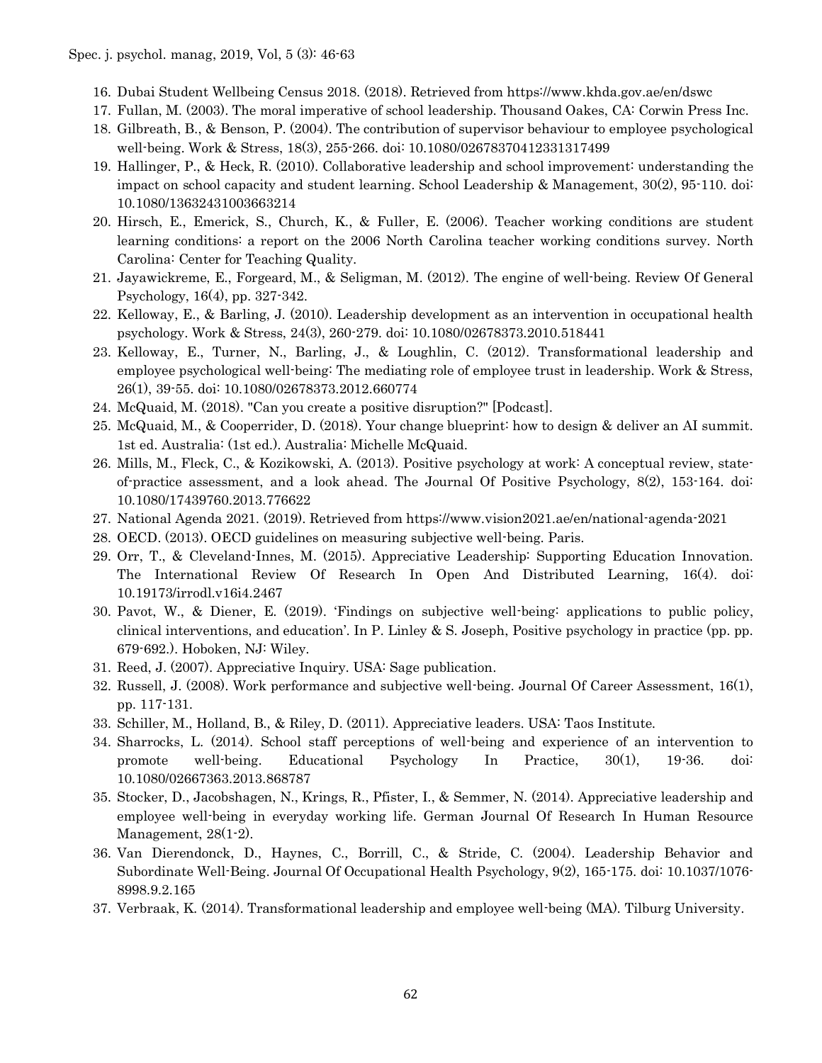16. Dubai Student Wellbeing Census 2018. (2018). Retrieved from https://www.khda.gov.ae/en/dswc
17. Fullan, M. (2003). The moral imperative of school leadership. Thousand Oakes, CA: Corwin Press Inc.
18. Gilbreath, B., & Benson, P. (2004). The contribution of supervisor behaviour to employee psychological well-being. Work & Stress, 18(3), 255-266. doi: 10.1080/02678370412331317499
19. Hallinger, P., & Heck, R. (2010). Collaborative leadership and school improvement: understanding the impact on school capacity and student learning. School Leadership & Management, 30(2), 95-110. doi: 10.1080/13632431003663214
20. Hirsch, E., Emerick, S., Church, K., & Fuller, E. (2006). Teacher working conditions are student learning conditions: a report on the 2006 North Carolina teacher working conditions survey. North Carolina: Center for Teaching Quality.
21. Jayawickreme, E., Forgeard, M., & Seligman, M. (2012). The engine of well-being. Review Of General Psychology, 16(4), pp. 327-342.
22. Kelloway, E., & Barling, J. (2010). Leadership development as an intervention in occupational health psychology. Work & Stress, 24(3), 260-279. doi: 10.1080/02678373.2010.518441
23. Kelloway, E., Turner, N., Barling, J., & Loughlin, C. (2012). Transformational leadership and employee psychological well-being: The mediating role of employee trust in leadership. Work & Stress, 26(1), 39-55. doi: 10.1080/02678373.2012.660774
24. McQuaid, M. (2018). "Can you create a positive disruption?" [Podcast].
25. McQuaid, M., & Cooperrider, D. (2018). Your change blueprint: how to design & deliver an AI summit. 1st ed. Australia: (1st ed.). Australia: Michelle McQuaid.
26. Mills, M., Fleck, C., & Kozikowski, A. (2013). Positive psychology at work: A conceptual review, state-of-practice assessment, and a look ahead. The Journal Of Positive Psychology, 8(2), 153-164. doi: 10.1080/17439760.2013.776622
27. National Agenda 2021. (2019). Retrieved from https://www.vision2021.ae/en/national-agenda-2021
28. OECD. (2013). OECD guidelines on measuring subjective well-being. Paris.
29. Orr, T., & Cleveland-Innes, M. (2015). Appreciative Leadership: Supporting Education Innovation. The International Review Of Research In Open And Distributed Learning, 16(4). doi: 10.19173/irrodl.v16i4.2467
30. Pavot, W., & Diener, E. (2019). 'Findings on subjective well-being: applications to public policy, clinical interventions, and education'. In P. Linley & S. Joseph, Positive psychology in practice (pp. pp. 679-692.). Hoboken, NJ: Wiley.
31. Reed, J. (2007). Appreciative Inquiry. USA: Sage publication.
32. Russell, J. (2008). Work performance and subjective well-being. Journal Of Career Assessment, 16(1), pp. 117-131.
33. Schiller, M., Holland, B., & Riley, D. (2011). Appreciative leaders. USA: Taos Institute.
34. Sharrocks, L. (2014). School staff perceptions of well-being and experience of an intervention to promote well-being. Educational Psychology In Practice, 30(1), 19-36. doi: 10.1080/02667363.2013.868787
35. Stocker, D., Jacobshagen, N., Krings, R., Pfister, I., & Semmer, N. (2014). Appreciative leadership and employee well-being in everyday working life. German Journal Of Research In Human Resource Management, 28(1-2).
36. Van Dierendonck, D., Haynes, C., Borrill, C., & Stride, C. (2004). Leadership Behavior and Subordinate Well-Being. Journal Of Occupational Health Psychology, 9(2), 165-175. doi: 10.1037/1076-8998.9.2.165
37. Verbraak, K. (2014). Transformational leadership and employee well-being (MA). Tilburg University.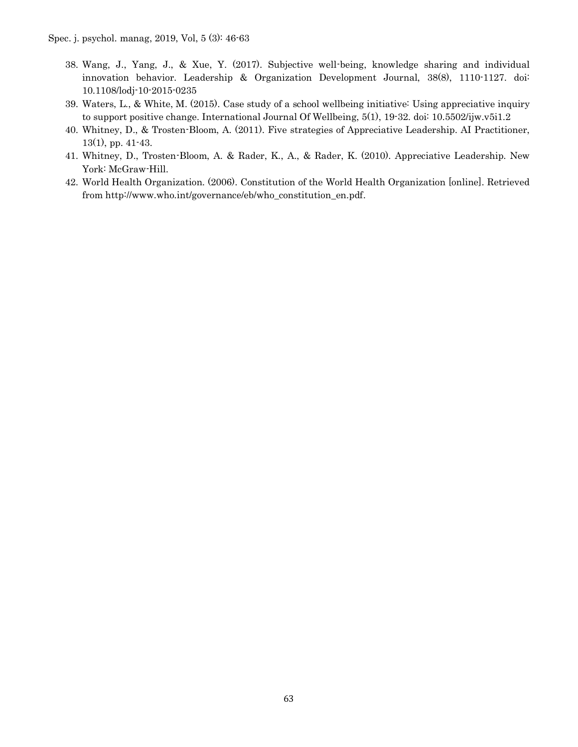38. Wang, J., Yang, J., & Xue, Y. (2017). Subjective well-being, knowledge sharing and individual innovation behavior. Leadership & Organization Development Journal, 38(8), 1110-1127. doi: 10.1108/lodj-10-2015-0235
39. Waters, L., & White, M. (2015). Case study of a school wellbeing initiative: Using appreciative inquiry to support positive change. International Journal Of Wellbeing, 5(1), 19-32. doi: 10.5502/ijw.v5i1.2
40. Whitney, D., & Trosten-Bloom, A. (2011). Five strategies of Appreciative Leadership. AI Practitioner, 13(1), pp. 41-43.
41. Whitney, D., Trosten-Bloom, A. & Rader, K., A., & Rader, K. (2010). Appreciative Leadership. New York: McGraw-Hill.
42. World Health Organization. (2006). Constitution of the World Health Organization [online]. Retrieved from http://www.who.int/governance/eb/who_constitution_en.pdf.